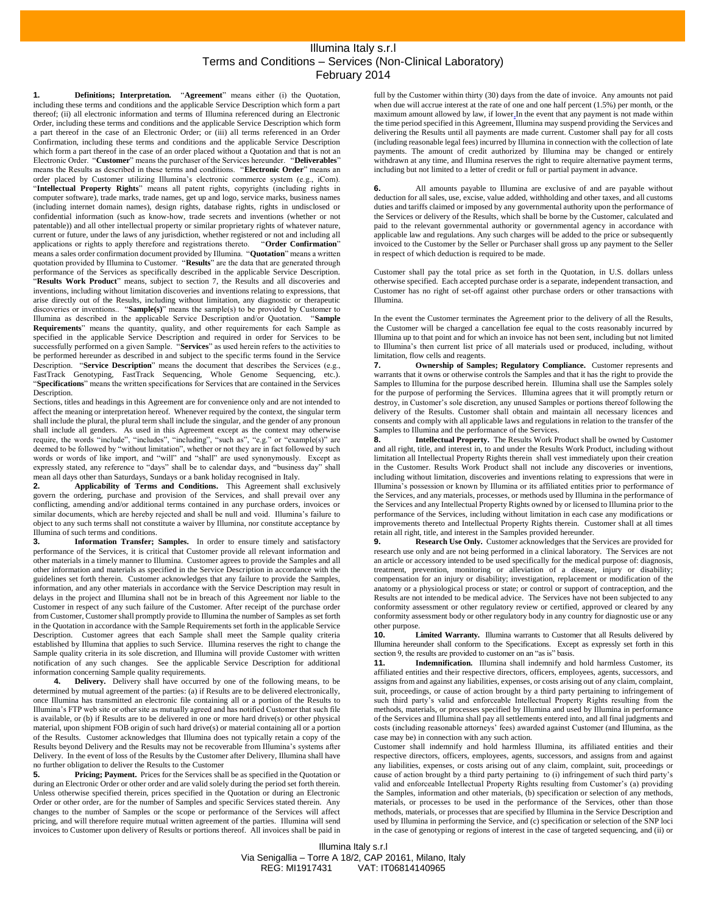# Illumina Italy s.r.l
## Terms and Conditions – Services (Non-Clinical Laboratory)
### February 2014

**1. Definitions; Interpretation.** "**Agreement**" means either (i) the Quotation, including these terms and conditions and the applicable Service Description which form a part thereof; (ii) all electronic information and terms of Illumina referenced during an Electronic Order, including these terms and conditions and the applicable Service Description which form a part thereof in the case of an Electronic Order; or (iii) all terms referenced in an Order Confirmation, including these terms and conditions and the applicable Service Description which form a part thereof in the case of an order placed without a Quotation and that is not an Electronic Order. "**Customer**" means the purchaser of the Services hereunder. "**Deliverables**" means the Results as described in these terms and conditions. "**Electronic Order**" means an order placed by Customer utilizing Illumina's electronic commerce system (e.g., iCom). "**Intellectual Property Rights**" means all patent rights, copyrights (including rights in computer software), trade marks, trade names, get up and logo, service marks, business names (including internet domain names), design rights, database rights, rights in undisclosed or confidential information (such as know-how, trade secrets and inventions (whether or not patentable)) and all other intellectual property or similar proprietary rights of whatever nature, current or future, under the laws of any jurisdiction, whether registered or not and including all applications or rights to apply therefore and registrations thereto. "**Order Confirmation**" means a sales order confirmation document provided by Illumina. "**Quotation**" means a written quotation provided by Illumina to Customer. "**Results**" are the data that are generated through performance of the Services as specifically described in the applicable Service Description. "**Results Work Product**" means, subject to section 7, the Results and all discoveries and inventions, including without limitation discoveries and inventions relating to expressions, that arise directly out of the Results, including without limitation, any diagnostic or therapeutic discoveries or inventions.. "**Sample(s)**" means the sample(s) to be provided by Customer to Illumina as described in the applicable Service Description and/or Quotation. "**Sample Requirements**" means the quantity, quality, and other requirements for each Sample as specified in the applicable Service Description and required in order for Services to be successfully performed on a given Sample. "**Services**" as used herein refers to the activities to be performed hereunder as described in and subject to the specific terms found in the Service Description. "**Service Description**" means the document that describes the Services (e.g., FastTrack Genotyping, FastTrack Sequencing, Whole Genome Sequencing, etc.). "**Specifications**" means the written specifications for Services that are contained in the Services Description.

Sections, titles and headings in this Agreement are for convenience only and are not intended to affect the meaning or interpretation hereof. Whenever required by the context, the singular term shall include the plural, the plural term shall include the singular, and the gender of any pronoun shall include all genders. As used in this Agreement except as the context may otherwise require, the words "include", "includes", "including", "such as", "e.g." or "example(s)" are deemed to be followed by "without limitation", whether or not they are in fact followed by such words or words of like import, and "will" and "shall" are used synonymously. Except as expressly stated, any reference to "days" shall be to calendar days, and "business day" shall mean all days other than Saturdays, Sundays or a bank holiday recognised in Italy.

**2. Applicability of Terms and Conditions.** This Agreement shall exclusively govern the ordering, purchase and provision of the Services, and shall prevail over any conflicting, amending and/or additional terms contained in any purchase orders, invoices or similar documents, which are hereby rejected and shall be null and void. Illumina's failure to object to any such terms shall not constitute a waiver by Illumina, nor constitute acceptance by Illumina of such terms and conditions.

**3. Information Transfer; Samples.** In order to ensure timely and satisfactory performance of the Services, it is critical that Customer provide all relevant information and other materials in a timely manner to Illumina. Customer agrees to provide the Samples and all other information and materials as specified in the Service Description in accordance with the guidelines set forth therein. Customer acknowledges that any failure to provide the Samples, information, and any other materials in accordance with the Service Description may result in delays in the project and Illumina shall not be in breach of this Agreement nor liable to the Customer in respect of any such failure of the Customer. After receipt of the purchase order from Customer, Customer shall promptly provide to Illumina the number of Samples as set forth in the Quotation in accordance with the Sample Requirements set forth in the applicable Service Description. Customer agrees that each Sample shall meet the Sample quality criteria established by Illumina that applies to such Service. Illumina reserves the right to change the Sample quality criteria in its sole discretion, and Illumina will provide Customer with written notification of any such changes. See the applicable Service Description for additional information concerning Sample quality requirements.

**4. Delivery.** Delivery shall have occurred by one of the following means, to be determined by mutual agreement of the parties: (a) if Results are to be delivered electronically, once Illumina has transmitted an electronic file containing all or a portion of the Results to Illumina's FTP web site or other site as mutually agreed and has notified Customer that such file is available, or (b) if Results are to be delivered in one or more hard drive(s) or other physical material, upon shipment FOB origin of such hard drive(s) or material containing all or a portion of the Results. Customer acknowledges that Illumina does not typically retain a copy of the Results beyond Delivery and the Results may not be recoverable from Illumina's systems after Delivery. In the event of loss of the Results by the Customer after Delivery, Illumina shall have no further obligation to deliver the Results to the Customer

**5. Pricing; Payment.** Prices for the Services shall be as specified in the Quotation or during an Electronic Order or other order and are valid solely during the period set forth therein. Unless otherwise specified therein, prices specified in the Quotation or during an Electronic Order or other order, are for the number of Samples and specific Services stated therein. Any changes to the number of Samples or the scope or performance of the Services will affect pricing, and will therefore require mutual written agreement of the parties. Illumina will send invoices to Customer upon delivery of Results or portions thereof. All invoices shall be paid in full by the Customer within thirty (30) days from the date of invoice. Any amounts not paid when due will accrue interest at the rate of one and one half percent (1.5%) per month, or the maximum amount allowed by law, if lower. In the event that any payment is not made within the time period specified in this Agreement, Illumina may suspend providing the Services and delivering the Results until all payments are made current. Customer shall pay for all costs (including reasonable legal fees) incurred by Illumina in connection with the collection of late payments. The amount of credit authorized by Illumina may be changed or entirely withdrawn at any time, and Illumina reserves the right to require alternative payment terms, including but not limited to a letter of credit or full or partial payment in advance.

**6.** All amounts payable to Illumina are exclusive of and are payable without deduction for all sales, use, excise, value added, withholding and other taxes, and all customs duties and tariffs claimed or imposed by any governmental authority upon the performance of the Services or delivery of the Results, which shall be borne by the Customer, calculated and paid to the relevant governmental authority or governmental agency in accordance with applicable law and regulations. Any such charges will be added to the price or subsequently invoiced to the Customer by the Seller or Purchaser shall gross up any payment to the Seller in respect of which deduction is required to be made.

Customer shall pay the total price as set forth in the Quotation, in U.S. dollars unless otherwise specified. Each accepted purchase order is a separate, independent transaction, and Customer has no right of set-off against other purchase orders or other transactions with Illumina.

In the event the Customer terminates the Agreement prior to the delivery of all the Results, the Customer will be charged a cancellation fee equal to the costs reasonably incurred by Illumina up to that point and for which an invoice has not been sent, including but not limited to Illumina's then current list price of all materials used or produced, including, without limitation, flow cells and reagents.

**7. Ownership of Samples; Regulatory Compliance.** Customer represents and warrants that it owns or otherwise controls the Samples and that it has the right to provide the Samples to Illumina for the purpose described herein. Illumina shall use the Samples solely for the purpose of performing the Services. Illumina agrees that it will promptly return or destroy, in Customer's sole discretion, any unused Samples or portions thereof following the delivery of the Results. Customer shall obtain and maintain all necessary licences and consents and comply with all applicable laws and regulations in relation to the transfer of the Samples to Illumina and the performance of the Services.

**8. Intellectual Property.** The Results Work Product shall be owned by Customer and all right, title, and interest in, to and under the Results Work Product, including without limitation all Intellectual Property Rights therein shall vest immediately upon their creation in the Customer. Results Work Product shall not include any discoveries or inventions, including without limitation, discoveries and inventions relating to expressions that were in Illumina's possession or known by Illumina or its affiliated entities prior to performance of the Services, and any materials, processes, or methods used by Illumina in the performance of the Services and any Intellectual Property Rights owned by or licensed to Illumina prior to the performance of the Services, including without limitation in each case any modifications or improvements thereto and Intellectual Property Rights therein. Customer shall at all times retain all right, title, and interest in the Samples provided hereunder.

**9. Research Use Only.** Customer acknowledges that the Services are provided for research use only and are not being performed in a clinical laboratory. The Services are not an article or accessory intended to be used specifically for the medical purpose of: diagnosis, treatment, prevention, monitoring or alleviation of a disease, injury or disability; compensation for an injury or disability; investigation, replacement or modification of the anatomy or a physiological process or state; or control or support of contraception, and the Results are not intended to be medical advice. The Services have not been subjected to any conformity assessment or other regulatory review or certified, approved or cleared by any conformity assessment body or other regulatory body in any country for diagnostic use or any other purpose.

**10. Limited Warranty.** Illumina warrants to Customer that all Results delivered by Illumina hereunder shall conform to the Specifications. Except as expressly set forth in this section 9, the results are provided to customer on an "as is" basis.

**11. Indemnification.** Illumina shall indemnify and hold harmless Customer, its affiliated entities and their respective directors, officers, employees, agents, successors, and assigns from and against any liabilities, expenses, or costs arising out of any claim, complaint, suit, proceedings, or cause of action brought by a third party pertaining to infringement of such third party's valid and enforceable Intellectual Property Rights resulting from the methods, materials, or processes specified by Illumina and used by Illumina in performance of the Services and Illumina shall pay all settlements entered into, and all final judgments and costs (including reasonable attorneys' fees) awarded against Customer (and Illumina, as the case may be) in connection with any such action.

Customer shall indemnify and hold harmless Illumina, its affiliated entities and their respective directors, officers, employees, agents, successors, and assigns from and against any liabilities, expenses, or costs arising out of any claim, complaint, suit, proceedings or cause of action brought by a third party pertaining to (i) infringement of such third party's valid and enforceable Intellectual Property Rights resulting from Customer's (a) providing the Samples, information and other materials, (b) specification or selection of any methods, materials, or processes to be used in the performance of the Services, other than those methods, materials, or processes that are specified by Illumina in the Service Description and used by Illumina in performing the Service, and (c) specification or selection of the SNP loci in the case of genotyping or regions of interest in the case of targeted sequencing, and (ii) or

Illumina Italy s.r.l
Via Senigallia – Torre A 18/2, CAP 20161, Milano, Italy
REG: MI1917431 VAT: IT06814140965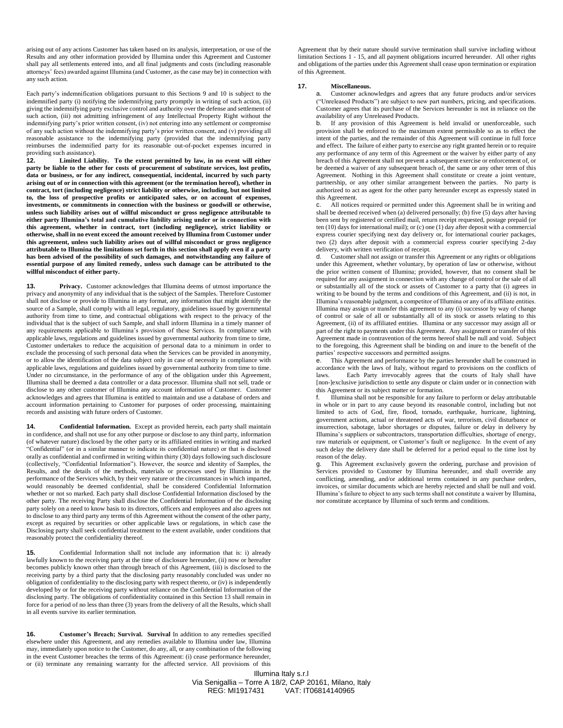arising out of any actions Customer has taken based on its analysis, interpretation, or use of the Results and any other information provided by Illumina under this Agreement and Customer shall pay all settlements entered into, and all final judgments and costs (including reasonable attorneys' fees) awarded against Illumina (and Customer, as the case may be) in connection with any such action.

Each party's indemnification obligations pursuant to this Sections 9 and 10 is subject to the indemnified party (i) notifying the indemnifying party promptly in writing of such action, (ii) giving the indemnifying party exclusive control and authority over the defense and settlement of such action, (iii) not admitting infringement of any Intellectual Property Right without the indemnifying party's prior written consent, (iv) not entering into any settlement or compromise of any such action without the indemnifying party's prior written consent, and (v) providing all reasonable assistance to the indemnifying party (provided that the indemnifying party reimburses the indemnified party for its reasonable out-of-pocket expenses incurred in providing such assistance).

**12. Limited Liability. To the extent permitted by law, in no event will either party be liable to the other for costs of procurement of substitute services, lost profits, data or business, or for any indirect, consequential, incidental, incurred by such party arising out of or in connection with this agreement (or the termination hereof), whether in contract, tort (including negligence) strict liability or otherwise, including, but not limited to, the loss of prospective profits or anticipated sales, or on account of expenses, investments, or commitments in connection with the business or goodwill or otherwise, unless such liability arises out of willful misconduct or gross negligence attributable to either party Illumina's total and cumulative liability arising under or in connection with this agreement, whether in contract, tort (including negligence), strict liability or otherwise, shall in no event exceed the amount received by Illumina from Customer under this agreement, unless such liability arises out of willful misconduct or gross negligence attributable to Illumina the limitations set forth in this section shall apply even if a party has been advised of the possibility of such damages, and notwithstanding any failure of essential purpose of any limited remedy, unless such damage can be attributed to the willful misconduct of either party.**

**13. Privacy.** Customer acknowledges that Illumina deems of utmost importance the privacy and anonymity of any individual that is the subject of the Samples. Therefore Customer shall not disclose or provide to Illumina in any format, any information that might identify the source of a Sample, shall comply with all legal, regulatory, guidelines issued by governmental authority from time to time, and contractual obligations with respect to the privacy of the individual that is the subject of such Sample, and shall inform Illumina in a timely manner of any requirements applicable to Illumina's provision of these Services. In compliance with applicable laws, regulations and guidelines issued by governmental authority from time to time, Customer undertakes to reduce the acquisition of personal data to a minimum in order to exclude the processing of such personal data when the Services can be provided in anonymity, or to allow the identification of the data subject only in case of necessity in compliance with applicable laws, regulations and guidelines issued by governmental authority from time to time. Under no circumstance, in the performance of any of the obligation under this Agreement, Illumina shall be deemed a data controller or a data processor. Illumina shall not sell, trade or disclose to any other customer of Illumina any account information of Customer. Customer acknowledges and agrees that Illumina is entitled to maintain and use a database of orders and account information pertaining to Customer for purposes of order processing, maintaining records and assisting with future orders of Customer.

**14. Confidential Information.** Except as provided herein, each party shall maintain in confidence, and shall not use for any other purpose or disclose to any third party, information (of whatever nature) disclosed by the other party or its affiliated entities in writing and marked "Confidential" (or in a similar manner to indicate its confidential nature) or that is disclosed orally as confidential and confirmed in writing within thirty (30) days following such disclosure (collectively, "Confidential Information"). However, the source and identity of Samples, the Results, and the details of the methods, materials or processes used by Illumina in the performance of the Services which, by their very nature or the circumstances in which imparted, would reasonably be deemed confidential, shall be considered Confidential Information whether or not so marked. Each party shall disclose Confidential Information disclosed by the other party. The receiving Party shall disclose the Confidential Information of the disclosing party solely on a need to know basis to its directors, officers and employees and also agrees not to disclose to any third party any terms of this Agreement without the consent of the other party, except as required by securities or other applicable laws or regulations, in which case the Disclosing party shall seek confidential treatment to the extent available, under conditions that reasonably protect the confidentiality thereof.

**15.** Confidential Information shall not include any information that is: i) already lawfully known to the receiving party at the time of disclosure hereunder, (ii) now or hereafter becomes publicly known other than through breach of this Agreement, (iii) is disclosed to the receiving party by a third party that the disclosing party reasonably concluded was under no obligation of confidentiality to the disclosing party with respect thereto, or (iv) is independently developed by or for the receiving party without reliance on the Confidential Information of the disclosing party. The obligations of confidentiality contained in this Section 13 shall remain in force for a period of no less than three (3) years from the delivery of all the Results, which shall in all events survive its earlier termination.

**16. Customer's Breach; Survival. Survival** In addition to any remedies specified elsewhere under this Agreement, and any remedies available to Illumina under law, Illumina may, immediately upon notice to the Customer, do any, all, or any combination of the following in the event Customer breaches the terms of this Agreement: (i) cease performance hereunder, or (ii) terminate any remaining warranty for the affected service. All provisions of this Agreement that by their nature should survive termination shall survive including without limitation Sections 1 - 15, and all payment obligations incurred hereunder. All other rights and obligations of the parties under this Agreement shall cease upon termination or expiration of this Agreement.

**17. Miscellaneous.**

a. Customer acknowledges and agrees that any future products and/or services ("Unreleased Products") are subject to new part numbers, pricing, and specifications. Customer agrees that its purchase of the Services hereunder is not in reliance on the availability of any Unreleased Products.

b. If any provision of this Agreement is held invalid or unenforceable, such provision shall be enforced to the maximum extent permissible so as to effect the intent of the parties, and the remainder of this Agreement will continue in full force and effect. The failure of either party to exercise any right granted herein or to require any performance of any term of this Agreement or the waiver by either party of any breach of this Agreement shall not prevent a subsequent exercise or enforcement of, or be deemed a waiver of any subsequent breach of, the same or any other term of this Agreement. Nothing in this Agreement shall constitute or create a joint venture, partnership, or any other similar arrangement between the parties. No party is authorized to act as agent for the other party hereunder except as expressly stated in this Agreement.

c. All notices required or permitted under this Agreement shall be in writing and shall be deemed received when (a) delivered personally; (b) five (5) days after having been sent by registered or certified mail, return receipt requested, postage prepaid (or ten (10) days for international mail); or (c) one (1) day after deposit with a commercial express courier specifying next day delivery or, for international courier packages, two (2) days after deposit with a commercial express courier specifying 2-day delivery, with written verification of receipt.

d. Customer shall not assign or transfer this Agreement or any rights or obligations under this Agreement, whether voluntary, by operation of law or otherwise, without the prior written consent of Illumina; provided, however, that no consent shall be required for any assignment in connection with any change of control or the sale of all or substantially all of the stock or assets of Customer to a party that (i) agrees in writing to be bound by the terms and conditions of this Agreement, and (ii) is not, in Illumina's reasonable judgment, a competitor of Illumina or any of its affiliate entities. Illumina may assign or transfer this agreement to any (i) successor by way of change of control or sale of all or substantially all of its stock or assets relating to this Agreement, (ii) of its affiliated entities. Illumina or any successor may assign all or part of the right to payments under this Agreement. Any assignment or transfer of this Agreement made in contravention of the terms hereof shall be null and void. Subject to the foregoing, this Agreement shall be binding on and inure to the benefit of the parties' respective successors and permitted assigns.

e. This Agreement and performance by the parties hereunder shall be construed in accordance with the laws of Italy, without regard to provisions on the conflicts of laws. Each Party irrevocably agrees that the courts of Italy shall have [non-]exclusive jurisdiction to settle any dispute or claim under or in connection with this Agreement or its subject matter or formation.

f. Illumina shall not be responsible for any failure to perform or delay attributable in whole or in part to any cause beyond its reasonable control, including but not limited to acts of God, fire, flood, tornado, earthquake, hurricane, lightning, government actions, actual or threatened acts of war, terrorism, civil disturbance or insurrection, sabotage, labor shortages or disputes, failure or delay in delivery by Illumina's suppliers or subcontractors, transportation difficulties, shortage of energy, raw materials or equipment, or Customer's fault or negligence. In the event of any such delay the delivery date shall be deferred for a period equal to the time lost by reason of the delay.

g. This Agreement exclusively govern the ordering, purchase and provision of Services provided to Customer by Illumina hereunder, and shall override any conflicting, amending, and/or additional terms contained in any purchase orders, invoices, or similar documents which are hereby rejected and shall be null and void. Illumina's failure to object to any such terms shall not constitute a waiver by Illumina, nor constitute acceptance by Illumina of such terms and conditions.